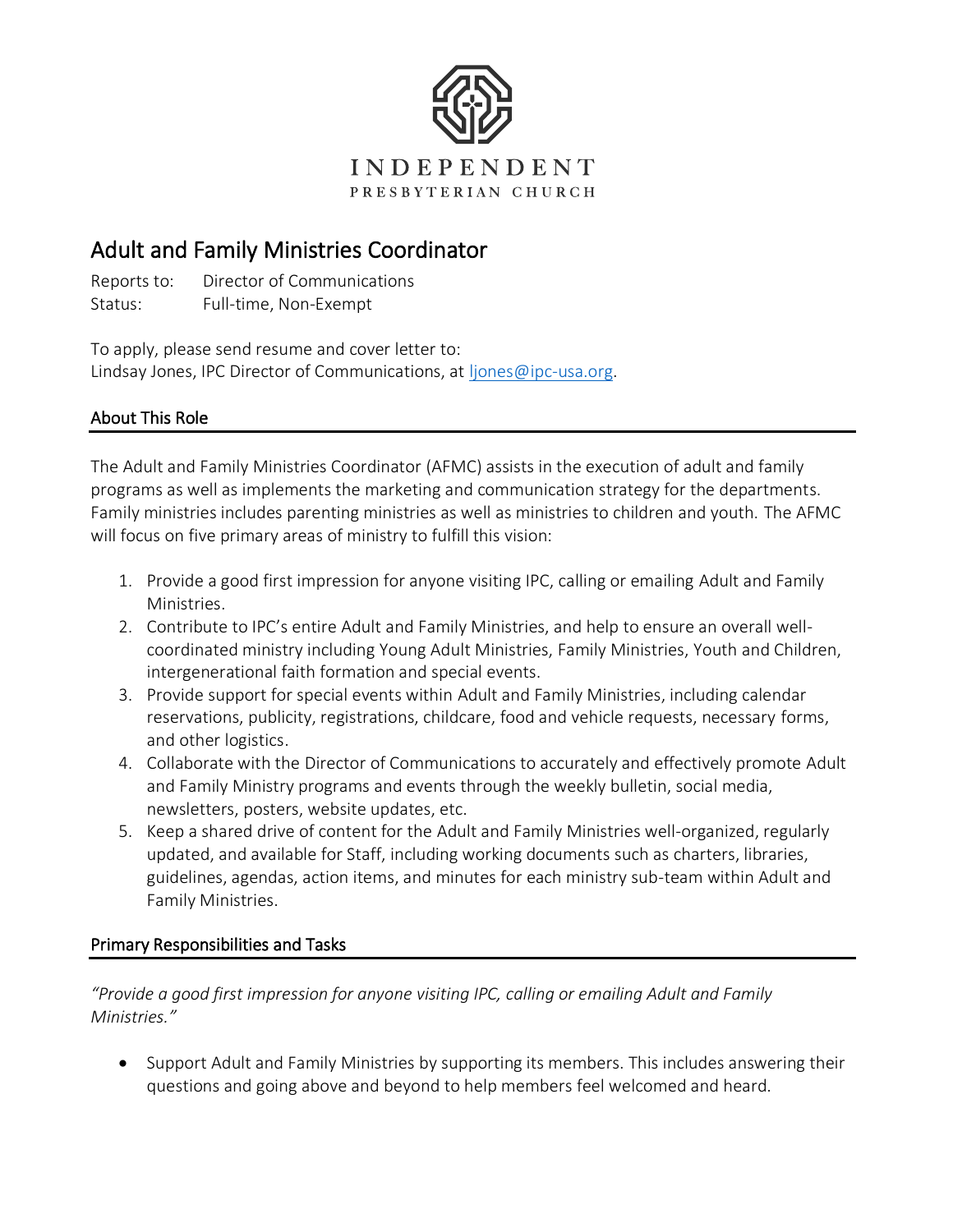INDEPENDENT
PRESBYTERIAN CHURCH

# Adult and Family Ministries Coordinator

Reports to: Director of Communications
Status: Full-time, Non-Exempt

To apply, please send resume and cover letter to:
Lindsay Jones, IPC Director of Communications, at ljones@ipc-usa.org.

## About This Role

The Adult and Family Ministries Coordinator (AFMC) assists in the execution of adult and family programs as well as implements the marketing and communication strategy for the departments. Family ministries includes parenting ministries as well as ministries to children and youth. The AFMC will focus on five primary areas of ministry to fulfill this vision:

1. Provide a good first impression for anyone visiting IPC, calling or emailing Adult and Family Ministries.
2. Contribute to IPC's entire Adult and Family Ministries, and help to ensure an overall well-coordinated ministry including Young Adult Ministries, Family Ministries, Youth and Children, intergenerational faith formation and special events.
3. Provide support for special events within Adult and Family Ministries, including calendar reservations, publicity, registrations, childcare, food and vehicle requests, necessary forms, and other logistics.
4. Collaborate with the Director of Communications to accurately and effectively promote Adult and Family Ministry programs and events through the weekly bulletin, social media, newsletters, posters, website updates, etc.
5. Keep a shared drive of content for the Adult and Family Ministries well-organized, regularly updated, and available for Staff, including working documents such as charters, libraries, guidelines, agendas, action items, and minutes for each ministry sub-team within Adult and Family Ministries.

## Primary Responsibilities and Tasks

*"Provide a good first impression for anyone visiting IPC, calling or emailing Adult and Family Ministries."*

- Support Adult and Family Ministries by supporting its members. This includes answering their questions and going above and beyond to help members feel welcomed and heard.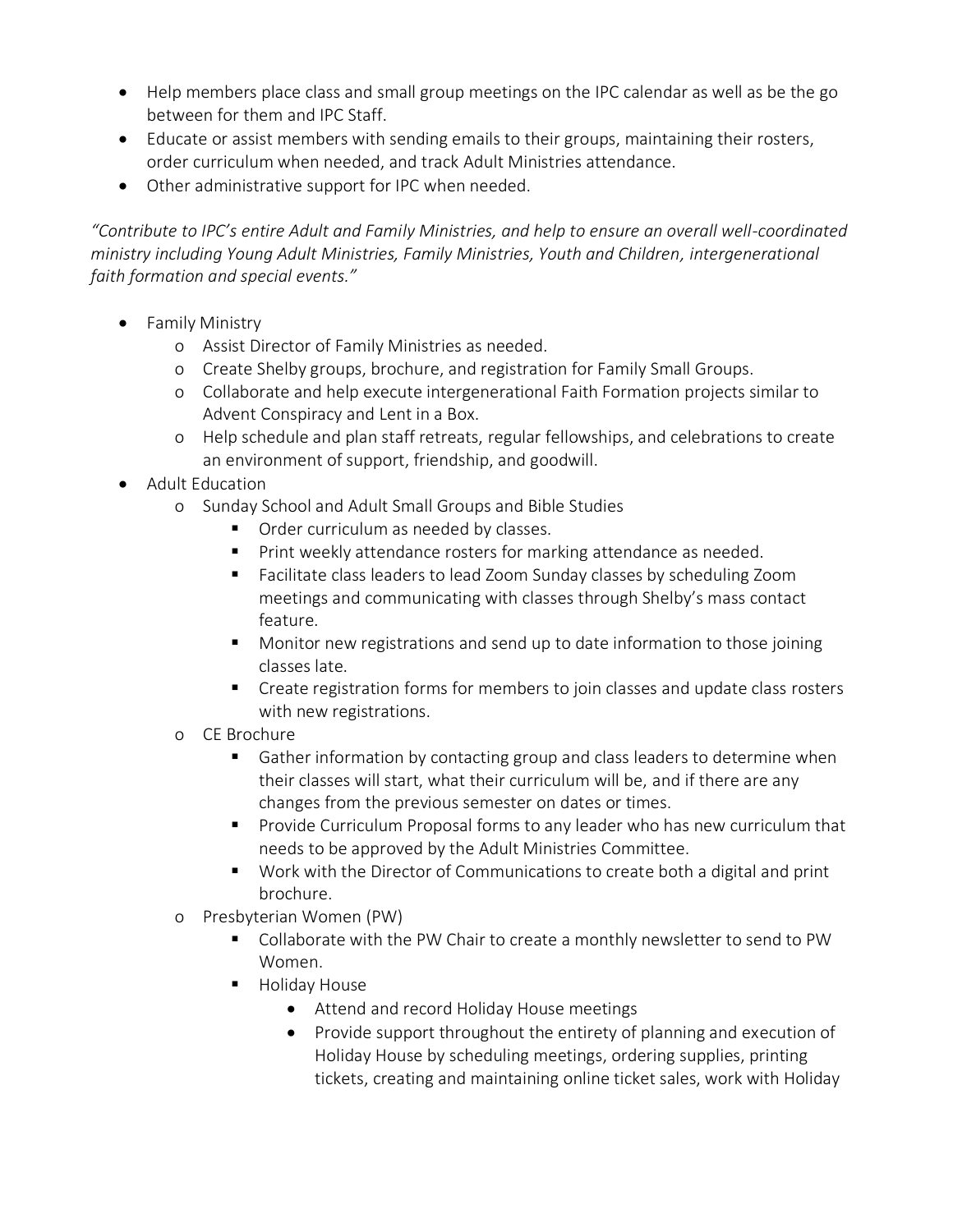- Help members place class and small group meetings on the IPC calendar as well as be the go between for them and IPC Staff.
- Educate or assist members with sending emails to their groups, maintaining their rosters, order curriculum when needed, and track Adult Ministries attendance.
- Other administrative support for IPC when needed.

*"Contribute to IPC's entire Adult and Family Ministries, and help to ensure an overall well-coordinated ministry including Young Adult Ministries, Family Ministries, Youth and Children, intergenerational faith formation and special events."*

- Family Ministry
  - Assist Director of Family Ministries as needed.
  - Create Shelby groups, brochure, and registration for Family Small Groups.
  - Collaborate and help execute intergenerational Faith Formation projects similar to Advent Conspiracy and Lent in a Box.
  - Help schedule and plan staff retreats, regular fellowships, and celebrations to create an environment of support, friendship, and goodwill.
- Adult Education
  - Sunday School and Adult Small Groups and Bible Studies
    - Order curriculum as needed by classes.
    - Print weekly attendance rosters for marking attendance as needed.
    - Facilitate class leaders to lead Zoom Sunday classes by scheduling Zoom meetings and communicating with classes through Shelby's mass contact feature.
    - Monitor new registrations and send up to date information to those joining classes late.
    - Create registration forms for members to join classes and update class rosters with new registrations.
  - CE Brochure
    - Gather information by contacting group and class leaders to determine when their classes will start, what their curriculum will be, and if there are any changes from the previous semester on dates or times.
    - Provide Curriculum Proposal forms to any leader who has new curriculum that needs to be approved by the Adult Ministries Committee.
    - Work with the Director of Communications to create both a digital and print brochure.
  - Presbyterian Women (PW)
    - Collaborate with the PW Chair to create a monthly newsletter to send to PW Women.
    - Holiday House
      - Attend and record Holiday House meetings
      - Provide support throughout the entirety of planning and execution of Holiday House by scheduling meetings, ordering supplies, printing tickets, creating and maintaining online ticket sales, work with Holiday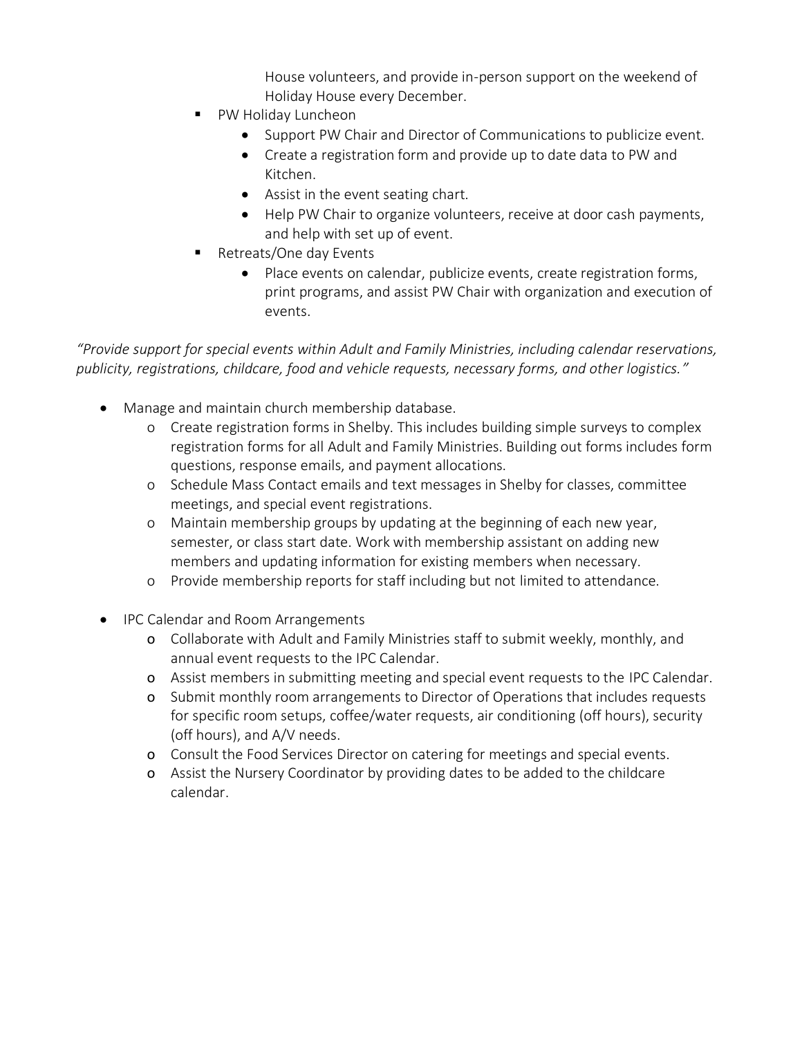House volunteers, and provide in-person support on the weekend of Holiday House every December.

- PW Holiday Luncheon
    - Support PW Chair and Director of Communications to publicize event.
    - Create a registration form and provide up to date data to PW and Kitchen.
    - Assist in the event seating chart.
    - Help PW Chair to organize volunteers, receive at door cash payments, and help with set up of event.
- Retreats/One day Events
    - Place events on calendar, publicize events, create registration forms, print programs, and assist PW Chair with organization and execution of events.

*"Provide support for special events within Adult and Family Ministries, including calendar reservations, publicity, registrations, childcare, food and vehicle requests, necessary forms, and other logistics."*

- Manage and maintain church membership database.
    - Create registration forms in Shelby. This includes building simple surveys to complex registration forms for all Adult and Family Ministries. Building out forms includes form questions, response emails, and payment allocations.
    - Schedule Mass Contact emails and text messages in Shelby for classes, committee meetings, and special event registrations.
    - Maintain membership groups by updating at the beginning of each new year, semester, or class start date. Work with membership assistant on adding new members and updating information for existing members when necessary.
    - Provide membership reports for staff including but not limited to attendance.

- IPC Calendar and Room Arrangements
    - Collaborate with Adult and Family Ministries staff to submit weekly, monthly, and annual event requests to the IPC Calendar.
    - Assist members in submitting meeting and special event requests to the IPC Calendar.
    - Submit monthly room arrangements to Director of Operations that includes requests for specific room setups, coffee/water requests, air conditioning (off hours), security (off hours), and A/V needs.
    - Consult the Food Services Director on catering for meetings and special events.
    - Assist the Nursery Coordinator by providing dates to be added to the childcare calendar.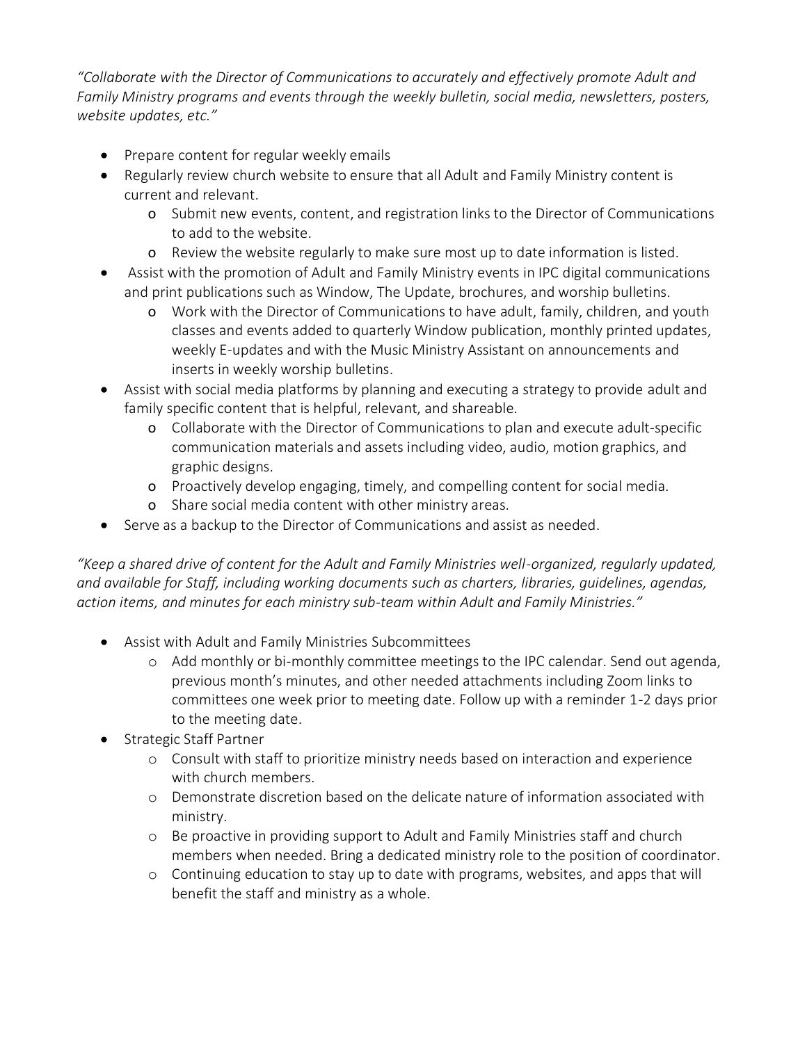*"Collaborate with the Director of Communications to accurately and effectively promote Adult and Family Ministry programs and events through the weekly bulletin, social media, newsletters, posters, website updates, etc."*

- Prepare content for regular weekly emails
- Regularly review church website to ensure that all Adult and Family Ministry content is current and relevant.
  - Submit new events, content, and registration links to the Director of Communications to add to the website.
  - Review the website regularly to make sure most up to date information is listed.
- Assist with the promotion of Adult and Family Ministry events in IPC digital communications and print publications such as Window, The Update, brochures, and worship bulletins.
  - Work with the Director of Communications to have adult, family, children, and youth classes and events added to quarterly Window publication, monthly printed updates, weekly E-updates and with the Music Ministry Assistant on announcements and inserts in weekly worship bulletins.
- Assist with social media platforms by planning and executing a strategy to provide adult and family specific content that is helpful, relevant, and shareable.
  - Collaborate with the Director of Communications to plan and execute adult-specific communication materials and assets including video, audio, motion graphics, and graphic designs.
  - Proactively develop engaging, timely, and compelling content for social media.
  - Share social media content with other ministry areas.
- Serve as a backup to the Director of Communications and assist as needed.

*"Keep a shared drive of content for the Adult and Family Ministries well-organized, regularly updated, and available for Staff, including working documents such as charters, libraries, guidelines, agendas, action items, and minutes for each ministry sub-team within Adult and Family Ministries."*

- Assist with Adult and Family Ministries Subcommittees
  - Add monthly or bi-monthly committee meetings to the IPC calendar. Send out agenda, previous month's minutes, and other needed attachments including Zoom links to committees one week prior to meeting date. Follow up with a reminder 1-2 days prior to the meeting date.
- Strategic Staff Partner
  - Consult with staff to prioritize ministry needs based on interaction and experience with church members.
  - Demonstrate discretion based on the delicate nature of information associated with ministry.
  - Be proactive in providing support to Adult and Family Ministries staff and church members when needed. Bring a dedicated ministry role to the position of coordinator.
  - Continuing education to stay up to date with programs, websites, and apps that will benefit the staff and ministry as a whole.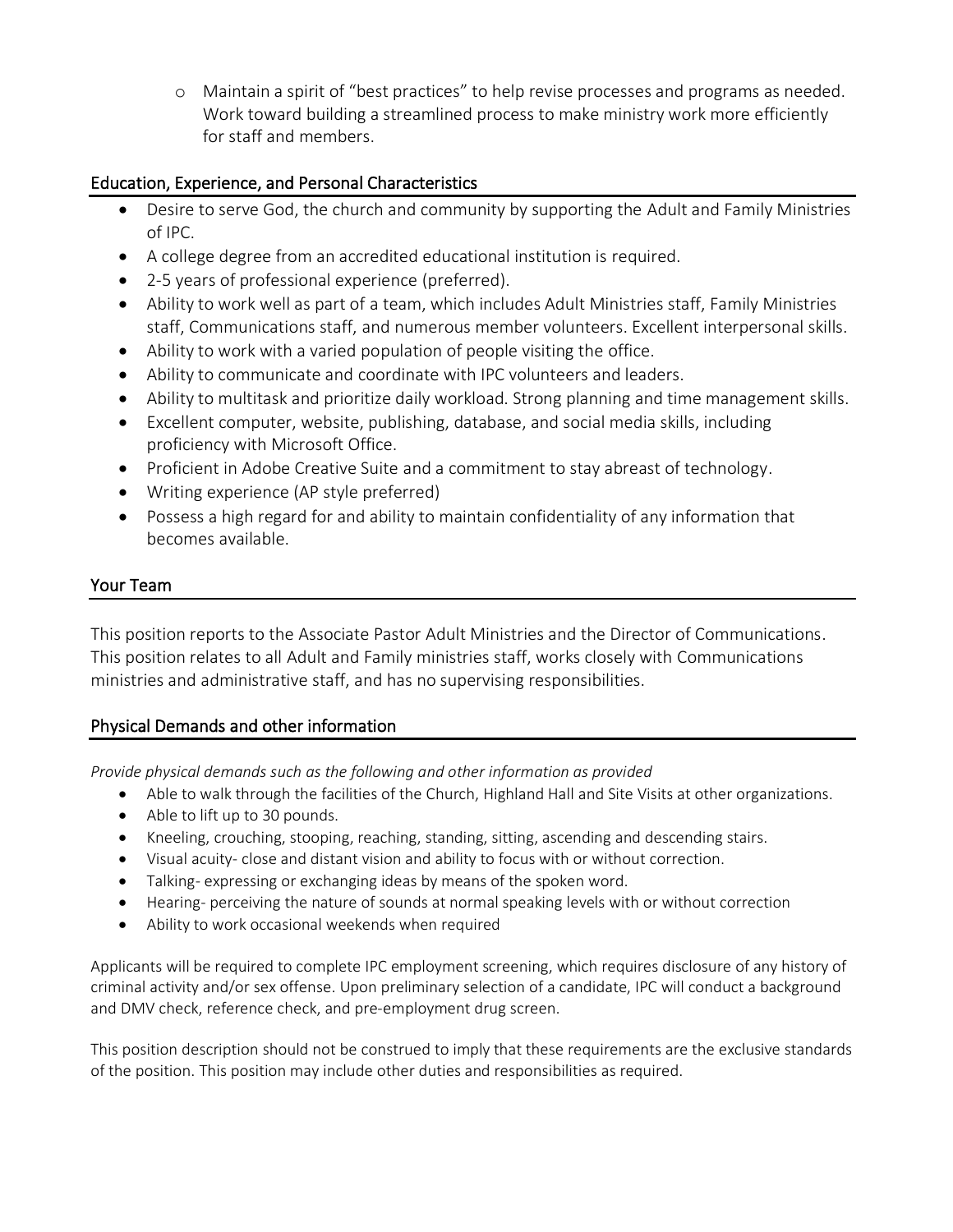- Maintain a spirit of "best practices" to help revise processes and programs as needed. Work toward building a streamlined process to make ministry work more efficiently for staff and members.

## Education, Experience, and Personal Characteristics

- Desire to serve God, the church and community by supporting the Adult and Family Ministries of IPC.
- A college degree from an accredited educational institution is required.
- 2-5 years of professional experience (preferred).
- Ability to work well as part of a team, which includes Adult Ministries staff, Family Ministries staff, Communications staff, and numerous member volunteers. Excellent interpersonal skills.
- Ability to work with a varied population of people visiting the office.
- Ability to communicate and coordinate with IPC volunteers and leaders.
- Ability to multitask and prioritize daily workload. Strong planning and time management skills.
- Excellent computer, website, publishing, database, and social media skills, including proficiency with Microsoft Office.
- Proficient in Adobe Creative Suite and a commitment to stay abreast of technology.
- Writing experience (AP style preferred)
- Possess a high regard for and ability to maintain confidentiality of any information that becomes available.

## Your Team

This position reports to the Associate Pastor Adult Ministries and the Director of Communications. This position relates to all Adult and Family ministries staff, works closely with Communications ministries and administrative staff, and has no supervising responsibilities.

## Physical Demands and other information

*Provide physical demands such as the following and other information as provided*

- Able to walk through the facilities of the Church, Highland Hall and Site Visits at other organizations.
- Able to lift up to 30 pounds.
- Kneeling, crouching, stooping, reaching, standing, sitting, ascending and descending stairs.
- Visual acuity- close and distant vision and ability to focus with or without correction.
- Talking- expressing or exchanging ideas by means of the spoken word.
- Hearing- perceiving the nature of sounds at normal speaking levels with or without correction
- Ability to work occasional weekends when required

Applicants will be required to complete IPC employment screening, which requires disclosure of any history of criminal activity and/or sex offense. Upon preliminary selection of a candidate, IPC will conduct a background and DMV check, reference check, and pre-employment drug screen.

This position description should not be construed to imply that these requirements are the exclusive standards of the position. This position may include other duties and responsibilities as required.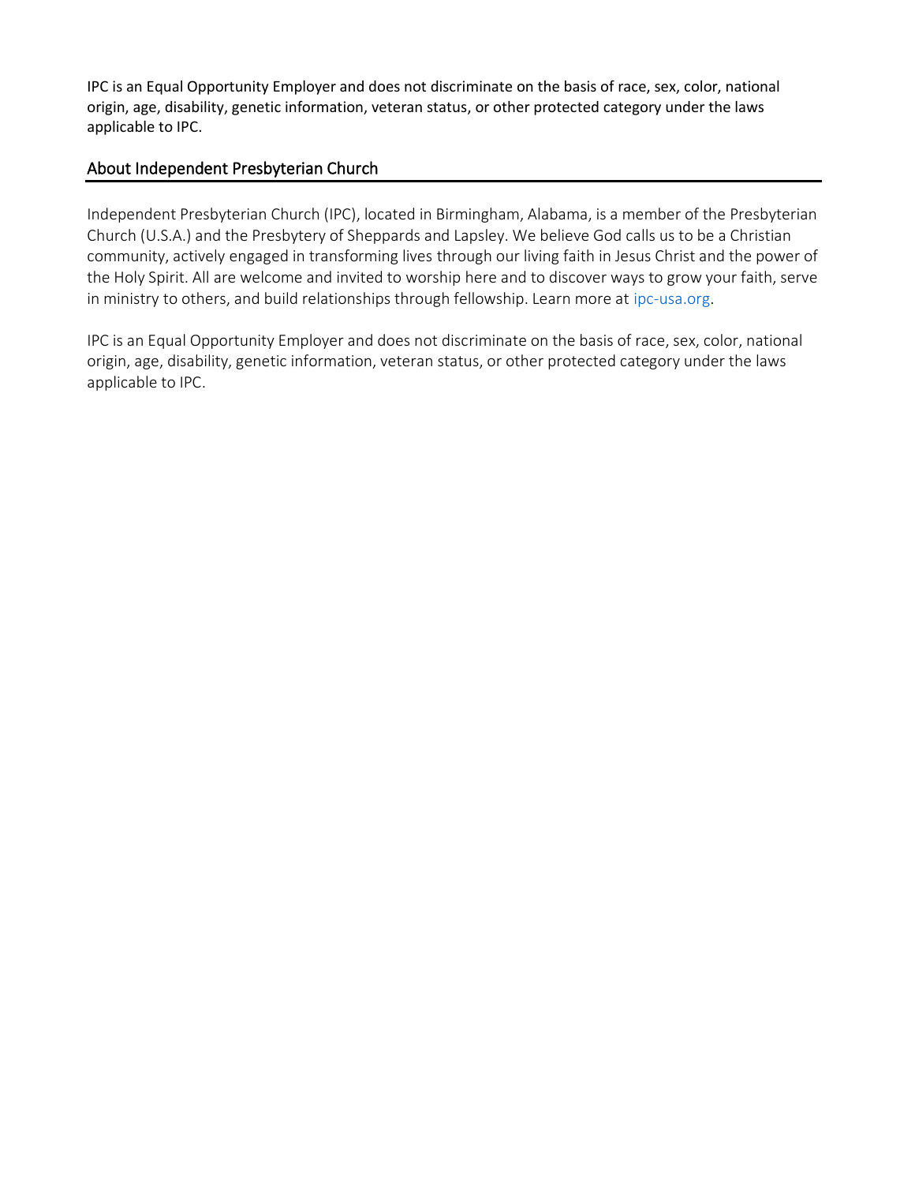IPC is an Equal Opportunity Employer and does not discriminate on the basis of race, sex, color, national origin, age, disability, genetic information, veteran status, or other protected category under the laws applicable to IPC.

## About Independent Presbyterian Church

Independent Presbyterian Church (IPC), located in Birmingham, Alabama, is a member of the Presbyterian Church (U.S.A.) and the Presbytery of Sheppards and Lapsley. We believe God calls us to be a Christian community, actively engaged in transforming lives through our living faith in Jesus Christ and the power of the Holy Spirit. All are welcome and invited to worship here and to discover ways to grow your faith, serve in ministry to others, and build relationships through fellowship. Learn more at ipc-usa.org.

IPC is an Equal Opportunity Employer and does not discriminate on the basis of race, sex, color, national origin, age, disability, genetic information, veteran status, or other protected category under the laws applicable to IPC.